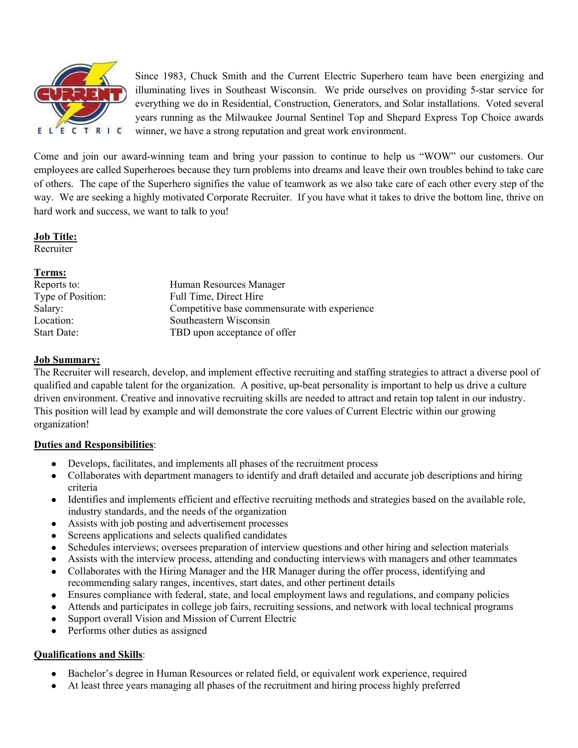Since 1983, Chuck Smith and the Current Electric Superhero team have been energizing and illuminating lives in Southeast Wisconsin. We pride ourselves on providing 5-star service for everything we do in Residential, Construction, Generators, and Solar installations. Voted several years running as the Milwaukee Journal Sentinel Top and Shepard Express Top Choice awards winner, we have a strong reputation and great work environment.

Come and join our award-winning team and bring your passion to continue to help us "WOW" our customers. Our employees are called Superheroes because they turn problems into dreams and leave their own troubles behind to take care of others. The cape of the Superhero signifies the value of teamwork as we also take care of each other every step of the way. We are seeking a highly motivated Corporate Recruiter. If you have what it takes to drive the bottom line, thrive on hard work and success, we want to talk to you!

**Job Title:**
Recruiter

**Terms:**

| | |
|---|---|
| Reports to: | Human Resources Manager |
| Type of Position: | Full Time, Direct Hire |
| Salary: | Competitive base commensurate with experience |
| Location: | Southeastern Wisconsin |
| Start Date: | TBD upon acceptance of offer |

**Job Summary:**
The Recruiter will research, develop, and implement effective recruiting and staffing strategies to attract a diverse pool of qualified and capable talent for the organization. A positive, up-beat personality is important to help us drive a culture driven environment. Creative and innovative recruiting skills are needed to attract and retain top talent in our industry. This position will lead by example and will demonstrate the core values of Current Electric within our growing organization!

**Duties and Responsibilities**:

- Develops, facilitates, and implements all phases of the recruitment process
- Collaborates with department managers to identify and draft detailed and accurate job descriptions and hiring criteria
- Identifies and implements efficient and effective recruiting methods and strategies based on the available role, industry standards, and the needs of the organization
- Assists with job posting and advertisement processes
- Screens applications and selects qualified candidates
- Schedules interviews; oversees preparation of interview questions and other hiring and selection materials
- Assists with the interview process, attending and conducting interviews with managers and other teammates
- Collaborates with the Hiring Manager and the HR Manager during the offer process, identifying and recommending salary ranges, incentives, start dates, and other pertinent details
- Ensures compliance with federal, state, and local employment laws and regulations, and company policies
- Attends and participates in college job fairs, recruiting sessions, and network with local technical programs
- Support overall Vision and Mission of Current Electric
- Performs other duties as assigned

**Qualifications and Skills**:

- Bachelor's degree in Human Resources or related field, or equivalent work experience, required
- At least three years managing all phases of the recruitment and hiring process highly preferred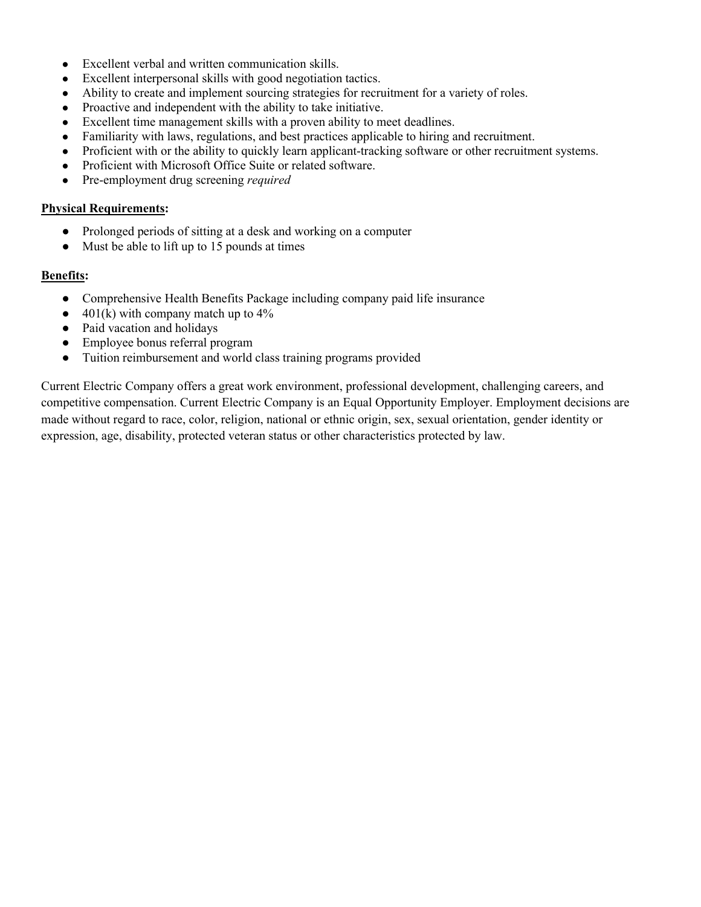- Excellent verbal and written communication skills.
- Excellent interpersonal skills with good negotiation tactics.
- Ability to create and implement sourcing strategies for recruitment for a variety of roles.
- Proactive and independent with the ability to take initiative.
- Excellent time management skills with a proven ability to meet deadlines.
- Familiarity with laws, regulations, and best practices applicable to hiring and recruitment.
- Proficient with or the ability to quickly learn applicant-tracking software or other recruitment systems.
- Proficient with Microsoft Office Suite or related software.
- Pre-employment drug screening *required*

**Physical Requirements:**

- Prolonged periods of sitting at a desk and working on a computer
- Must be able to lift up to 15 pounds at times

**Benefits:**

- Comprehensive Health Benefits Package including company paid life insurance
- 401(k) with company match up to 4%
- Paid vacation and holidays
- Employee bonus referral program
- Tuition reimbursement and world class training programs provided

Current Electric Company offers a great work environment, professional development, challenging careers, and competitive compensation. Current Electric Company is an Equal Opportunity Employer. Employment decisions are made without regard to race, color, religion, national or ethnic origin, sex, sexual orientation, gender identity or expression, age, disability, protected veteran status or other characteristics protected by law.